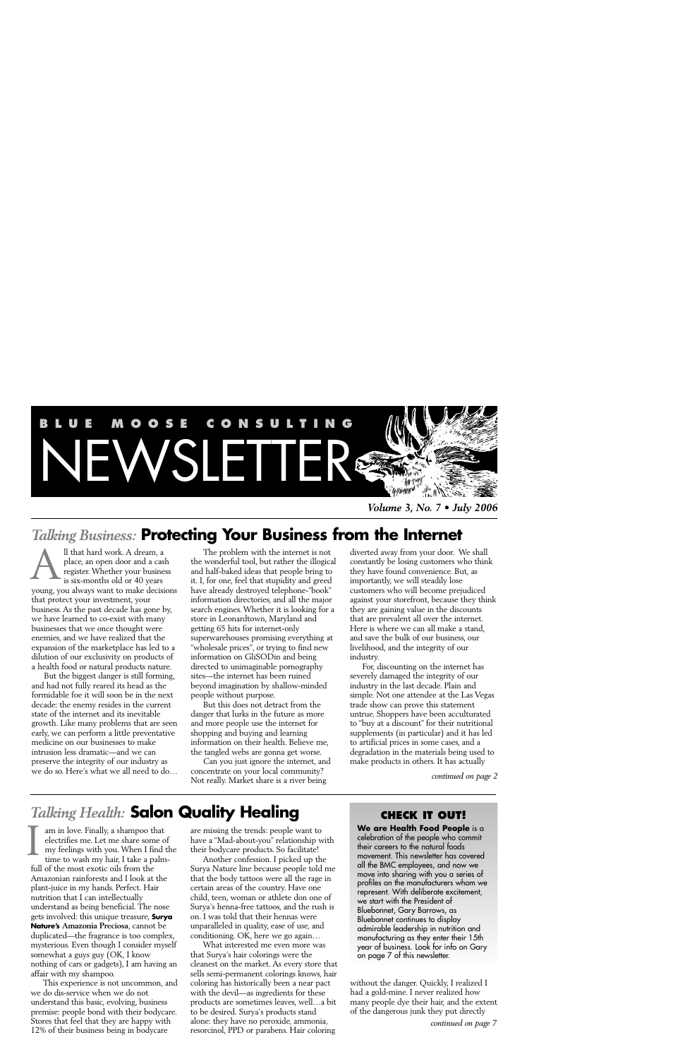# BLUE MOOSE CONSULTING NEWSLETTER

***Volume 3, No. 7 • July 2006***

## *Talking Business:* Protecting Your Business from the Internet

All that hard work. A dream, a place, an open door and a cash register. Whether your business is six-months old or 40 years young, you always want to make decisions that protect your investment, your business. As the past decade has gone by, we have learned to co-exist with many businesses that we once thought were enemies, and we have realized that the expansion of the marketplace has led to a dilution of our exclusivity on products of a health food or natural products nature.

But the biggest danger is still forming, and had not fully reared its head as the formidable foe it will soon be in the next decade: the enemy resides in the current state of the internet and its inevitable growth. Like many problems that are seen early, we can perform a little preventative medicine on our businesses to make intrusion less dramatic—and we can preserve the integrity of our industry as we do so. Here's what we all need to do…

The problem with the internet is not the wonderful tool, but rather the illogical and half-baked ideas that people bring to it. I, for one, feel that stupidity and greed have already destroyed telephone-"book" information directories, and all the major search engines. Whether it is looking for a store in Leonardtown, Maryland and getting 65 hits for internet-only superwarehouses promising everything at "wholesale prices", or trying to find new information on GliSODin and being directed to unimaginable pornography sites—the internet has been ruined beyond imagination by shallow-minded people without purpose.

But this does not detract from the danger that lurks in the future as more and more people use the internet for shopping and buying and learning information on their health. Believe me, the tangled webs are gonna get worse.

Can you just ignore the internet, and concentrate on your local community? Not really. Market share is a river being diverted away from your door. We shall constantly be losing customers who think they have found convenience. But, as importantly, we will steadily lose customers who will become prejudiced against your storefront, because they think they are gaining value in the discounts that are prevalent all over the internet. Here is where we can all make a stand, and save the bulk of our business, our livelihood, and the integrity of our industry.

For, discounting on the internet has severely damaged the integrity of our industry in the last decade. Plain and simple. Not one attendee at the Las Vegas trade show can prove this statement untrue. Shoppers have been acculturated to "buy at a discount" for their nutritional supplements (in particular) and it has led to artificial prices in some cases, and a degradation in the materials being used to make products in others. It has actually

*continued on page 2*

## *Talking Health:* Salon Quality Healing

I am in love. Finally, a shampoo that electrifies me. Let me share some of my feelings with you. When I find the time to wash my hair, I take a palm-full of the most exotic oils from the Amazonian rainforests and I look at the plant-juice in my hands. Perfect. Hair nutrition that I can intellectually understand as being beneficial. The nose gets involved: this unique treasure, **Surya Nature's Amazonia Preciosa**, cannot be duplicated—the fragrance is too complex, mysterious. Even though I consider myself somewhat a guys guy (OK, I know nothing of cars or gadgets), I am having an affair with my shampoo.

This experience is not uncommon, and we do dis-service when we do not understand this basic, evolving, business premise: people bond with their bodycare. Stores that feel that they are happy with 12% of their business being in bodycare are missing the trends: people want to have a "Mad-about-you" relationship with their bodycare products. So facilitate!

Another confession. I picked up the Surya Nature line because people told me that the body tattoos were all the rage in certain areas of the country. Have one child, teen, woman or athlete don one of Surya's henna-free tattoos, and the rush is on. I was told that their hennas were unparalleled in quality, ease of use, and conditioning. OK, here we go again…

What interested me even more was that Surya's hair colorings were the cleanest on the market. As every store that sells semi-permanent colorings knows, hair coloring has historically been a near pact with the devil—as ingredients for these products are sometimes leaves, well…a bit to be desired. Surya's products stand alone: they have no peroxide, ammonia, resorcinol, PPD or parabens. Hair coloring without the danger. Quickly, I realized I had a gold-mine. I never realized how many people dye their hair, and the extent of the dangerous junk they put directly

*continued on page 7*

### CHECK IT OUT!

**We are Health Food People** is a celebration of the people who commit their careers to the natural foods movement. This newsletter has covered all the BMC employees, and now we move into sharing with you a series of profiles on the manufacturers whom we represent. With deliberate excitement, we start with the President of Bluebonnet, Gary Barrows, as Bluebonnet continues to display admirable leadership in nutrition and manufacturing as they enter their 15th year of business. Look for info on Gary on page 7 of this newsletter.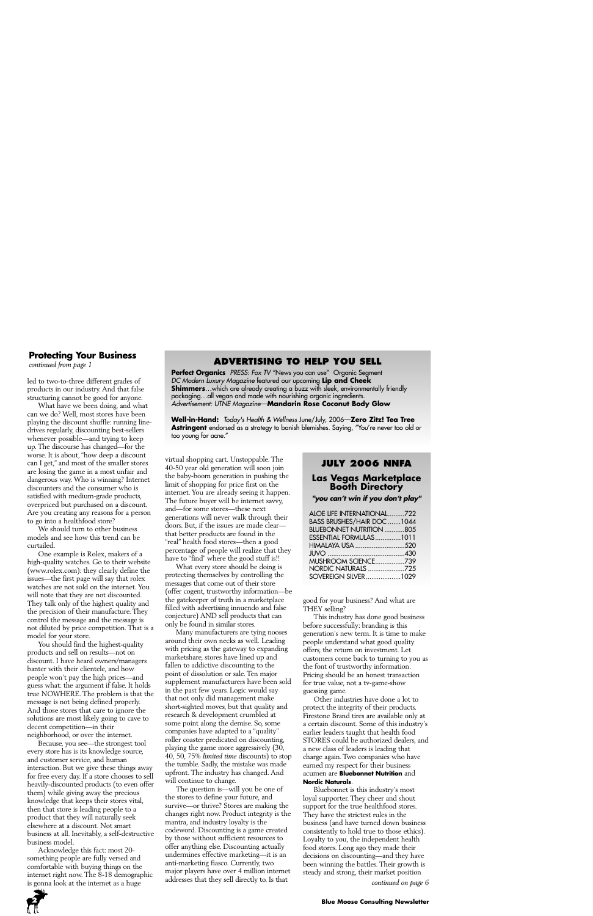## Protecting Your Business

*continued from page 1*

led to two-to-three different grades of products in our industry. And that false structuring cannot be good for anyone.

What have we been doing, and what can we do? Well, most stores have been playing the discount shuffle: running line-drives regularly, discounting best-sellers whenever possible—and trying to keep up. The discourse has changed—for the worse. It is about, "how deep a discount can I get," and most of the smaller stores are losing the game in a most unfair and dangerous way. Who is winning? Internet discounters and the consumer who is satisfied with medium-grade products, overpriced but purchased on a discount. Are you creating any reasons for a person to go into a healthfood store?

We should turn to other business models and see how this trend can be curtailed.

One example is Rolex, makers of a high-quality watches. Go to their website (www.rolex.com): they clearly define the issues—the first page will say that rolex watches are not sold on the internet. You will note that they are not discounted. They talk only of the highest quality and the precision of their manufacture. They control the message and the message is not diluted by price competition. That is a model for your store.

You should find the highest-quality products and sell on results—not on discount. I have heard owners/managers banter with their clientele, and how people won't pay the high prices—and guess what: the argument if false. It holds true NOWHERE. The problem is that the message is not being defined properly. And those stores that care to ignore the solutions are most likely going to cave to decent competition—in their neighborhood, or over the internet.

Because, you see—the strongest tool every store has is its knowledge source, and customer service, and human interaction. But we give these things away for free every day. If a store chooses to sell heavily-discounted products (to even offer them) while giving away the precious knowledge that keeps their stores vital, then that store is leading people to a product that they will naturally seek elsewhere at a discount. Not smart business at all. Inevitably, a self-destructive business model.

Acknowledge this fact: most 20-something people are fully versed and comfortable with buying things on the internet right now. The 8-18 demographic is gonna look at the internet as a huge virtual shopping cart. Unstoppable. The 40-50 year old generation will soon join the baby-boom generation in pushing the limit of shopping for price first on the internet. You are already seeing it happen. The future buyer will be internet savvy, and—for some stores—these next generations will never walk through their doors. But, if the issues are made clear—that better products are found in the "real" health food stores—then a good percentage of people will realize that they have to "find" where the good stuff is!!

What every store should be doing is protecting themselves by controlling the messages that come out of their store (offer cogent, trustworthy information—be the gatekeeper of truth in a marketplace filled with advertising innuendo and false conjecture) AND sell products that can only be found in similar stores.

Many manufacturers are tying nooses around their own necks as well. Leading with pricing as the gateway to expanding marketshare, stores have lined up and fallen to addictive discounting to the point of dissolution or sale. Ten major supplement manufacturers have been sold in the past few years. Logic would say that not only did management make short-sighted moves, but that quality and research & development crumbled at some point along the demise. So, some companies have adapted to a "quality" roller coaster predicated on discounting, playing the game more aggressively (30, 40, 50, 75% *limited time* discounts) to stop the tumble. Sadly, the mistake was made upfront. The industry has changed. And will continue to change.

The question is—will you be one of the stores to define your future, and survive—or thrive? Stores are making the changes right now. Product integrity is the mantra, and industry loyalty is the codeword. Discounting is a game created by those without sufficient resources to offer anything else. Discounting actually undermines effective marketing—it is an anti-marketing fiasco. Currently, two major players have over 4 million internet addresses that they sell directly to. Is that good for your business? And what are THEY selling?

This industry has done good business before successfully: branding is this generation's new term. It is time to make people understand what good quality offers, the return on investment. Let customers come back to turning to you as the font of trustworthy information. Pricing should be an honest transaction for true value, not a tv-game-show guessing game.

Other industries have done a lot to protect the integrity of their products. Firestone Brand tires are available only at a certain discount. Some of this industry's earlier leaders taught that health food STORES could be authorized dealers, and a new class of leaders is leading that charge again. Two companies who have earned my respect for their business acumen are **Bluebonnet Nutrition** and **Nordic Naturals**.

Bluebonnet is this industry's most loyal supporter. They cheer and shout support for the true healthfood stores. They have the strictest rules in the business (and have turned down business consistently to hold true to those ethics). Loyalty to you, the independent health food stores. Long ago they made their decisions on discounting—and they have been winning the battles. Their growth is steady and strong, their market position

*continued on page 6*

## ADVERTISING TO HELP YOU SELL

**Perfect Organics** *PRESS: Fox TV* "News you can use" Organic Segment
*DC Modern Luxury Magazine* featured our upcoming **Lip and Cheek Shimmers**…which are already creating a buzz with sleek, environmentally friendly packaging…all vegan and made with nourishing organic ingredients.
*Advertisement: UTNE Magazine*—**Mandarin Rose Coconut Body Glow**

**Well-in-Hand:** *Today's Health & Wellness* June/July, 2006—**Zero Zitz! Tea Tree Astringent** endorsed as a strategy to banish blemishes. Saying, "You're never too old or too young for acne."

## JULY 2006 NNFA

### Las Vegas Marketplace Booth Directory

***"you can't win if you don't play"***

| Exhibitor | Booth |
|---|---|
| ALOE LIFE INTERNATIONAL | 722 |
| BASS BRUSHES/HAIR DOC | 1044 |
| BLUEBONNET NUTRITION | 805 |
| ESSENTIAL FORMULAS | 1011 |
| HIMALAYA USA | 520 |
| JUVO | 430 |
| MUSHROOM SCIENCE | 739 |
| NORDIC NATURALS | 725 |
| SOVEREIGN SILVER | 1029 |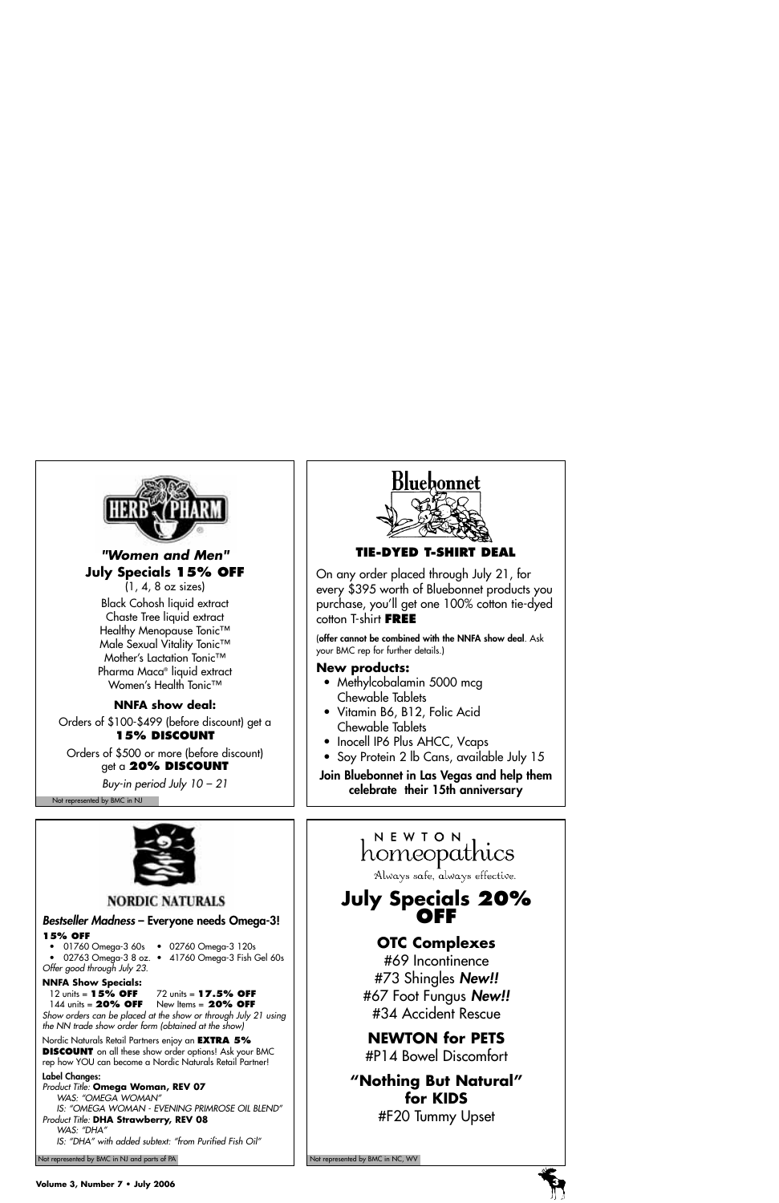## HERB PHARM

***"Women and Men"***

**July Specials 15% OFF**

(1, 4, 8 oz sizes)

Black Cohosh liquid extract
Chaste Tree liquid extract
Healthy Menopause Tonic™
Male Sexual Vitality Tonic™
Mother's Lactation Tonic™
Pharma Maca® liquid extract
Women's Health Tonic™

**NNFA show deal:**

Orders of $100-$499 (before discount) get a **15% DISCOUNT**

Orders of $500 or more (before discount) get a **20% DISCOUNT**

*Buy-in period July 10 – 21*

Not represented by BMC in NJ

## Bluebonnet

**TIE-DYED T-SHIRT DEAL**

On any order placed through July 21, for every $395 worth of Bluebonnet products you purchase, you'll get one 100% cotton tie-dyed cotton T-shirt **FREE**

(**offer cannot be combined with the NNFA show deal**. Ask your BMC rep for further details.)

**New products:**

- Methylcobalamin 5000 mcg Chewable Tablets
- Vitamin B6, B12, Folic Acid Chewable Tablets
- Inocell IP6 Plus AHCC, Vcaps
- Soy Protein 2 lb Cans, available July 15

**Join Bluebonnet in Las Vegas and help them celebrate their 15th anniversary**

## NORDIC NATURALS

***Bestseller Madness*** **– Everyone needs Omega-3!**

**15% OFF**

- 01760 Omega-3 60s
- 02760 Omega-3 120s
- 02763 Omega-3 8 oz.
- 41760 Omega-3 Fish Gel 60s

*Offer good through July 23.*

**NNFA Show Specials:**

12 units = **15% OFF**  72 units = **17.5% OFF**
144 units = **20% OFF**  New Items = **20% OFF**

*Show orders can be placed at the show or through July 21 using the NN trade show order form (obtained at the show)*

Nordic Naturals Retail Partners enjoy an **EXTRA 5% DISCOUNT** on all these show order options! Ask your BMC rep how YOU can become a Nordic Naturals Retail Partner!

**Label Changes:**

*Product Title:* **Omega Woman, REV 07**
*WAS: "OMEGA WOMAN"*
*IS: "OMEGA WOMAN - EVENING PRIMROSE OIL BLEND"*

*Product Title:* **DHA Strawberry, REV 08**
*WAS: "DHA"*
*IS: "DHA" with added subtext: "from Purified Fish Oil"*

Not represented by BMC in NJ and parts of PA

## NEWTON homeopathics

*Always safe, always effective.*

## July Specials 20% OFF

**OTC Complexes**

#69 Incontinence
#73 Shingles ***New!!***
#67 Foot Fungus ***New!!***
#34 Accident Rescue

**NEWTON for PETS**

#P14 Bowel Discomfort

**"Nothing But Natural" for KIDS**

#F20 Tummy Upset

Not represented by BMC in NC, WV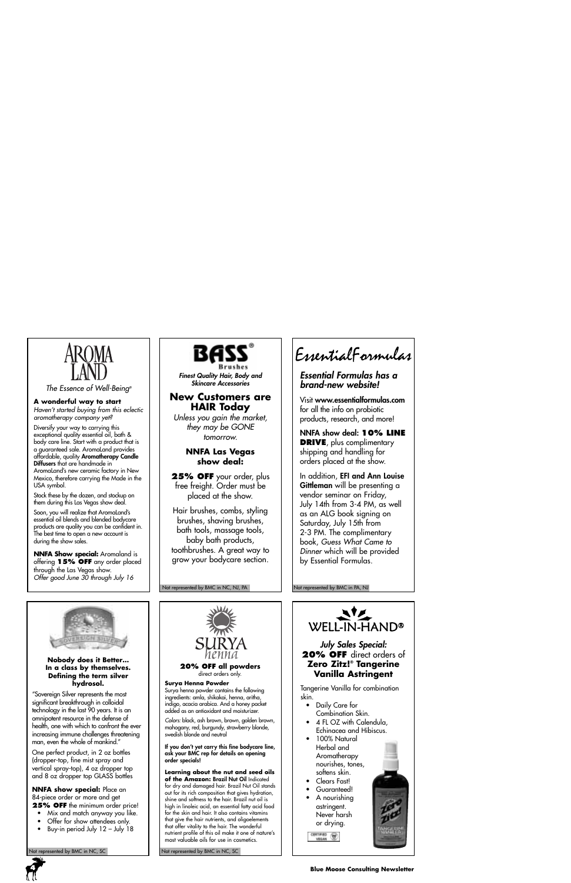# AROMA LAND

*The Essence of Well-Being®*

**A wonderful way to start**

*Haven't started buying from this eclectic aromatherapy company yet?*

Diversify your way to carrying this exceptional quality essential oil, bath & body care line. Start with a product that is a guaranteed sale. AromaLand provides affordable, quality **Aromatherapy Candle Diffusers** that are handmade in AromaLand's new ceramic factory in New Mexico, therefore carrying the Made in the USA symbol.

Stock these by the dozen, and stockup on them during this Las Vegas show deal.

Soon, you will realize that AromaLand's essential oil blends and blended bodycare products are quality you can be confident in. The best time to open a new account is during the show sales.

**NNFA Show special:** Aromaland is offering **15% OFF** any order placed through the Las Vegas show.
*Offer good June 30 through July 16*

---

# BASS® Brushes

***Finest Quality Hair, Body and Skincare Accessories***

## New Customers are HAIR Today

*Unless you gain the market, they may be GONE tomorrow.*

**NNFA Las Vegas show deal:**

**25% OFF** your order, plus free freight. Order must be placed at the show.

Hair brushes, combs, styling brushes, shaving brushes, bath tools, massage tools, baby bath products, toothbrushes. A great way to grow your bodycare section.

Not represented by BMC in NC, NJ, PA

---

# EssentialFormulas

***Essential Formulas has a brand-new website!***

Visit **www.essentialformulas.com** for all the info on probiotic products, research, and more!

**NNFA show deal: 10% LINE DRIVE**, plus complimentary shipping and handling for orders placed at the show.

In addition, **EFI and Ann Louise Gittleman** will be presenting a vendor seminar on Friday, July 14th from 3-4 PM, as well as an ALG book signing on Saturday, July 15th from 2-3 PM. The complimentary book, *Guess What Came to Dinner* which will be provided by Essential Formulas.

Not represented by BMC in PA, NJ

---

# SOVEREIGN SILVER

**Nobody does it Better... In a class by themselves. Defining the term silver hydrosol.**

"Sovereign Silver represents the most significant breakthrough in colloidal technology in the last 90 years. It is an omnipotent resource in the defense of health, one with which to confront the ever increasing immune challenges threatening man, even the whole of mankind."

One perfect product, in 2 oz bottles (dropper-top, fine mist spray and vertical spray-top), 4 oz dropper top and 8 oz dropper top GLASS bottles

**NNFA show special:** Place an 84-piece order or more and get **25% OFF** the minimum order price!

- Mix and match anyway you like.
- Offer for show attendees only.
- Buy-in period July 12 – July 18

Not represented by BMC in NC, SC

---

# SURYA henna

**20% OFF all powders**
direct orders only.

**Surya Henna Powder**
Surya henna powder contains the following ingredients: amla, shikakai, henna, aritha, indigo, acacia arabica. And a honey packet added as an antioxidant and moisturizer.

*Colors:* black, ash brown, brown, golden brown, mahogany, red, burgundy, strawberry blonde, swedish blonde and neutral

**If you don't yet carry this fine bodycare line, ask your BMC rep for details on opening order specials!**

**Learning about the nut and seed oils of the Amazon: Brazil Nut Oil** Indicated for dry and damaged hair. Brazil Nut Oil stands out for its rich composition that gives hydration, shine and softness to the hair. Brazil nut oil is high in linoleic acid, an essential fatty acid food for the skin and hair. It also contains vitamins that give the hair nutrients, and oligoelements that offer vitality to the hair. The wonderful nutrient profile of this oil make it one of nature's most valuable oils for use in cosmetics.

Not represented by BMC in NC, SC

---

# WELL-IN-HAND®

***July Sales Special:***
**20% OFF** direct orders of **Zero Zitz!® Tangerine Vanilla Astringent**

Tangerine Vanilla for combination skin.

- Daily Care for Combination Skin.
- 4 FL OZ with Calendula, Echinacea and Hibiscus.
- 100% Natural Herbal and Aromatherapy nourishes, tones, softens skin.
- Clears Fast!
- Guaranteed!
- A nourishing astringent. Never harsh or drying.

CERTIFIED VEGAN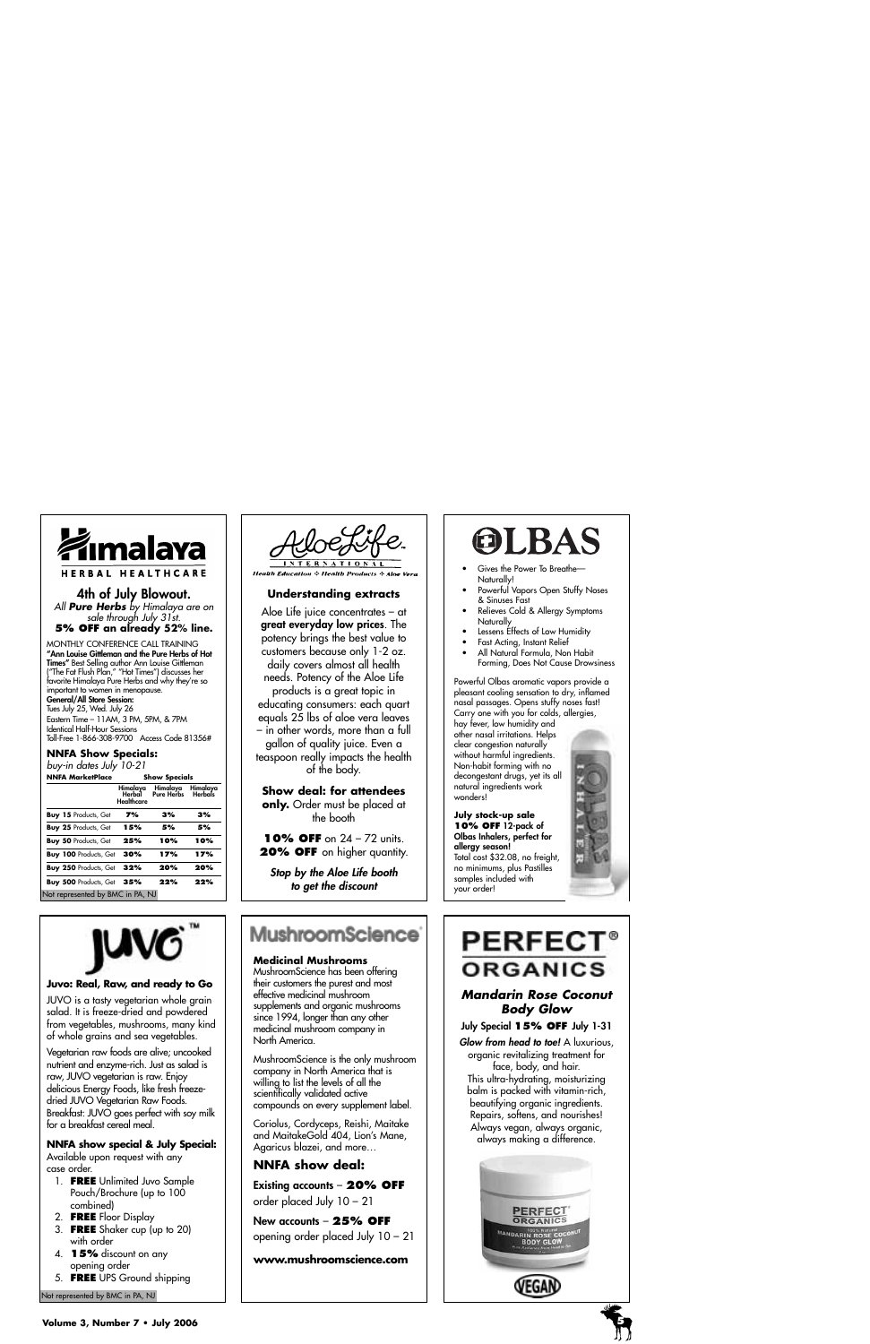# Himalaya HERBAL HEALTHCARE

## 4th of July Blowout.

*All **Pure Herbs** by Himalaya are on sale through July 31st.*

**5% OFF an already 52% line.**

MONTHLY CONFERENCE CALL TRAINING

**"Ann Louise Gittleman and the Pure Herbs of Hot Times"** Best Selling author Ann Louise Gittleman ("The Fat Flush Plan," "Hot Times") discusses her favorite Himalaya Pure Herbs and why they're so important to women in menopause.

**General/All Store Session:**
Tues July 25, Wed. July 26
Eastern Time – 11AM, 3 PM, 5PM, & 7PM
Identical Half-Hour Sessions
Toll-Free 1-866-308-9700 Access Code 81356#

**NNFA Show Specials:**
*buy-in dates July 10-21*

| NNFA MarketPlace | Show Specials | | |
|---|---|---|---|
| | Himalaya Herbal Healthcare | Himalaya Pure Herbs | Himalaya Herbals |
| **Buy 15** Products, Get | 7% | 3% | 3% |
| **Buy 25** Products, Get | 15% | 5% | 5% |
| **Buy 50** Products, Get | 25% | 10% | 10% |
| **Buy 100** Products, Get | 30% | 17% | 17% |
| **Buy 250** Products, Get | 32% | 20% | 20% |
| **Buy 500** Products, Get | 35% | 22% | 22% |

Not represented by BMC in PA, NJ

---

# AloeLife INTERNATIONAL

*Health Education ✣ Health Products ✣ Aloe Vera*

### Understanding extracts

Aloe Life juice concentrates – at **great everyday low prices**. The potency brings the best value to customers because only 1-2 oz. daily covers almost all health needs. Potency of the Aloe Life products is a great topic in educating consumers: each quart equals 25 lbs of aloe vera leaves – in other words, more than a full gallon of quality juice. Even a teaspoon really impacts the health of the body.

**Show deal: for attendees only.** Order must be placed at the booth

**10% OFF** on 24 – 72 units.
**20% OFF** on higher quantity.

***Stop by the Aloe Life booth to get the discount***

---

# OLBAS

- Gives the Power To Breathe—Naturally!
- Powerful Vapors Open Stuffy Noses & Sinuses Fast
- Relieves Cold & Allergy Symptoms Naturally
- Lessens Effects of Low Humidity
- Fast Acting, Instant Relief
- All Natural Formula, Non Habit Forming, Does Not Cause Drowsiness

Powerful Olbas aromatic vapors provide a pleasant cooling sensation to dry, inflamed nasal passages. Opens stuffy noses fast! Carry one with you for colds, allergies, hay fever, low humidity and other nasal irritations. Helps clear congestion naturally without harmful ingredients. Non-habit forming with no decongestant drugs, yet its all natural ingredients work wonders!

**July stock-up sale**
**10% OFF 12-pack of Olbas Inhalers, perfect for allergy season!**
Total cost $32.08, no freight, no minimums, plus Pastilles samples included with your order!

---

# JUVO™

### Juvo: Real, Raw, and ready to Go

JUVO is a tasty vegetarian whole grain salad. It is freeze-dried and powdered from vegetables, mushrooms, many kind of whole grains and sea vegetables.

Vegetarian raw foods are alive; uncooked nutrient and enzyme-rich. Just as salad is raw, JUVO vegetarian is raw. Enjoy delicious Energy Foods, like fresh freeze-dried JUVO Vegetarian Raw Foods. Breakfast: JUVO goes perfect with soy milk for a breakfast cereal meal.

**NNFA show special & July Special:**
Available upon request with any case order.

1. **FREE** Unlimited Juvo Sample Pouch/Brochure (up to 100 combined)
2. **FREE** Floor Display
3. **FREE** Shaker cup (up to 20) with order
4. **15%** discount on any opening order
5. **FREE** UPS Ground shipping

Not represented by BMC in PA, NJ

---

# MushroomScience

**Medicinal Mushrooms**
MushroomScience has been offering their customers the purest and most effective medicinal mushroom supplements and organic mushrooms since 1994, longer than any other medicinal mushroom company in North America.

MushroomScience is the only mushroom company in North America that is willing to list the levels of all the scientifically validated active compounds on every supplement label.

Coriolus, Cordyceps, Reishi, Maitake and MaitakeGold 404, Lion's Mane, Agaricus blazei, and more…

### NNFA show deal:

**Existing accounts – 20% OFF**
order placed July 10 – 21

**New accounts – 25% OFF**
opening order placed July 10 – 21

**www.mushroomscience.com**

---

# PERFECT® ORGANICS

### *Mandarin Rose Coconut Body Glow*

**July Special 15% OFF July 1-31**

***Glow from head to toe!*** A luxurious, organic revitalizing treatment for face, body, and hair.
This ultra-hydrating, moisturizing balm is packed with vitamin-rich, beautifying organic ingredients. Repairs, softens, and nourishes! Always vegan, always organic, always making a difference.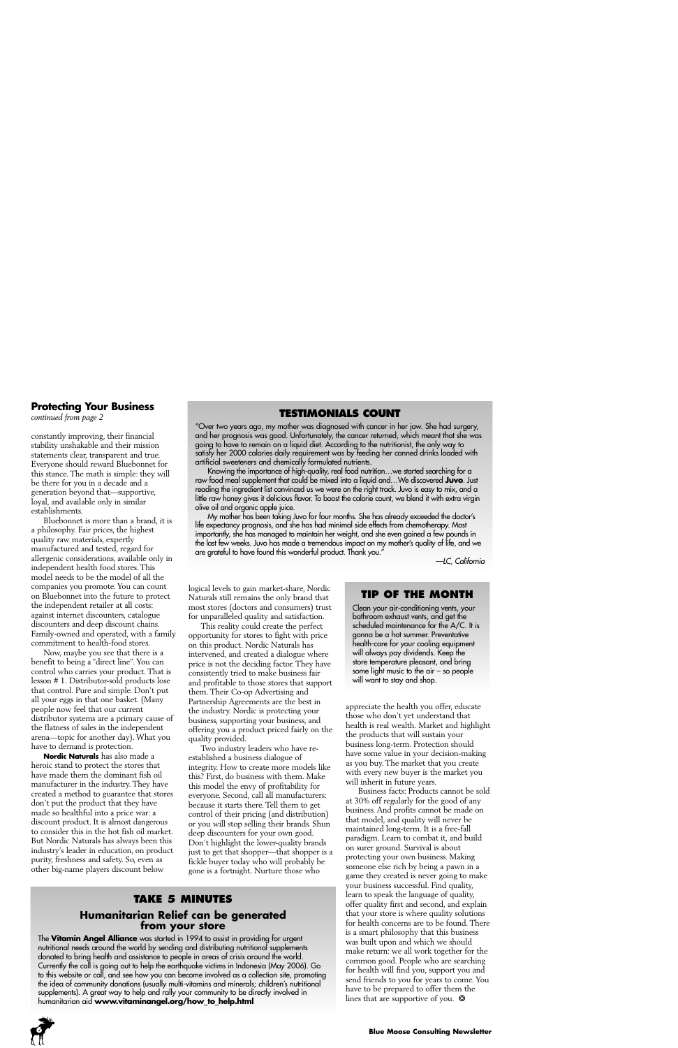## Protecting Your Business

*continued from page 2*

constantly improving, their financial stability unshakable and their mission statements clear, transparent and true. Everyone should reward Bluebonnet for this stance. The math is simple: they will be there for you in a decade and a generation beyond that—supportive, loyal, and available only in similar establishments.

Bluebonnet is more than a brand, it is a philosophy. Fair prices, the highest quality raw materials, expertly manufactured and tested, regard for allergenic considerations, available only in independent health food stores. This model needs to be the model of all the companies you promote. You can count on Bluebonnet into the future to protect the independent retailer at all costs: against internet discounters, catalogue discounters and deep discount chains. Family-owned and operated, with a family commitment to health-food stores.

Now, maybe you see that there is a benefit to being a "direct line". You can control who carries your product. That is lesson # 1. Distributor-sold products lose that control. Pure and simple. Don't put all your eggs in that one basket. (Many people now feel that our current distributor systems are a primary cause of the flatness of sales in the independent arena—topic for another day). What you have to demand is protection.

**Nordic Naturals** has also made a heroic stand to protect the stores that have made them the dominant fish oil manufacturer in the industry. They have created a method to guarantee that stores don't put the product that they have made so healthful into a price war: a discount product. It is almost dangerous to consider this in the hot fish oil market. But Nordic Naturals has always been this industry's leader in education, on product purity, freshness and safety. So, even as other big-name players discount below logical levels to gain market-share, Nordic Naturals still remains the only brand that most stores (doctors and consumers) trust for unparalleled quality and satisfaction.

This reality could create the perfect opportunity for stores to fight with price on this product. Nordic Naturals has intervened, and created a dialogue where price is not the deciding factor. They have consistently tried to make business fair and profitable to those stores that support them. Their Co-op Advertising and Partnership Agreements are the best in the industry. Nordic is protecting your business, supporting your business, and offering you a product priced fairly on the quality provided.

Two industry leaders who have re-established a business dialogue of integrity. How to create more models like this? First, do business with them. Make this model the envy of profitability for everyone. Second, call all manufacturers: because it starts there. Tell them to get control of their pricing (and distribution) or you will stop selling their brands. Shun deep discounters for your own good. Don't highlight the lower-quality brands just to get that shopper—that shopper is a fickle buyer today who will probably be gone is a fortnight. Nurture those who appreciate the health you offer, educate those who don't yet understand that health is real wealth. Market and highlight the products that will sustain your business long-term. Protection should have some value in your decision-making as you buy. The market that you create with every new buyer is the market you will inherit in future years.

Business facts: Products cannot be sold at 30% off regularly for the good of any business. And profits cannot be made on that model, and quality will never be maintained long-term. It is a free-fall paradigm. Learn to combat it, and build on surer ground. Survival is about protecting your own business. Making someone else rich by being a pawn in a game they created is never going to make your business successful. Find quality, learn to speak the language of quality, offer quality first and second, and explain that your store is where quality solutions for health concerns are to be found. There is a smart philosophy that this business was built upon and which we should make return: we all work together for the common good. People who are searching for health will find you, support you and send friends to you for years to come. You have to be prepared to offer them the lines that are supportive of you. ❂

## TESTIMONIALS COUNT

"Over two years ago, my mother was diagnosed with cancer in her jaw. She had surgery, and her prognosis was good. Unfortunately, the cancer returned, which meant that she was going to have to remain on a liquid diet. According to the nutritionist, the only way to satisfy her 2000 calories daily requirement was by feeding her canned drinks loaded with artificial sweeteners and chemically formulated nutrients.

Knowing the importance of high-quality, real food nutrition…we started searching for a raw food meal supplement that could be mixed into a liquid and…We discovered **Juvo**. Just reading the ingredient list convinced us we were on the right track. Juvo is easy to mix, and a little raw honey gives it delicious flavor. To boost the calorie count, we blend it with extra virgin olive oil and organic apple juice.

My mother has been taking Juvo for four months. She has already exceeded the doctor's life expectancy prognosis, and she has had minimal side effects from chemotherapy. Most importantly, she has managed to maintain her weight, and she even gained a few pounds in the last few weeks. Juvo has made a tremendous impact on my mother's quality of life, and we are grateful to have found this wonderful product. Thank you."

*—LC, California*

## TIP OF THE MONTH

Clean your air-conditioning vents, your bathroom exhaust vents, and get the scheduled maintenance for the A/C. It is gonna be a hot summer. Preventative health-care for your cooling equipment will always pay dividends. Keep the store temperature pleasant, and bring some light music to the air – so people will want to stay and shop.

## TAKE 5 MINUTES

### Humanitarian Relief can be generated from your store

The **Vitamin Angel Alliance** was started in 1994 to assist in providing for urgent nutritional needs around the world by sending and distributing nutritional supplements donated to bring health and assistance to people in areas of crisis around the world. Currently the call is going out to help the earthquake victims in Indonesia (May 2006). Go to this website or call, and see how you can become involved as a collection site, promoting the idea of community donations (usually multi-vitamins and minerals; children's nutritional supplements). A great way to help and rally your community to be directly involved in humanitarian aid **www.vitaminangel.org/how_to_help.html**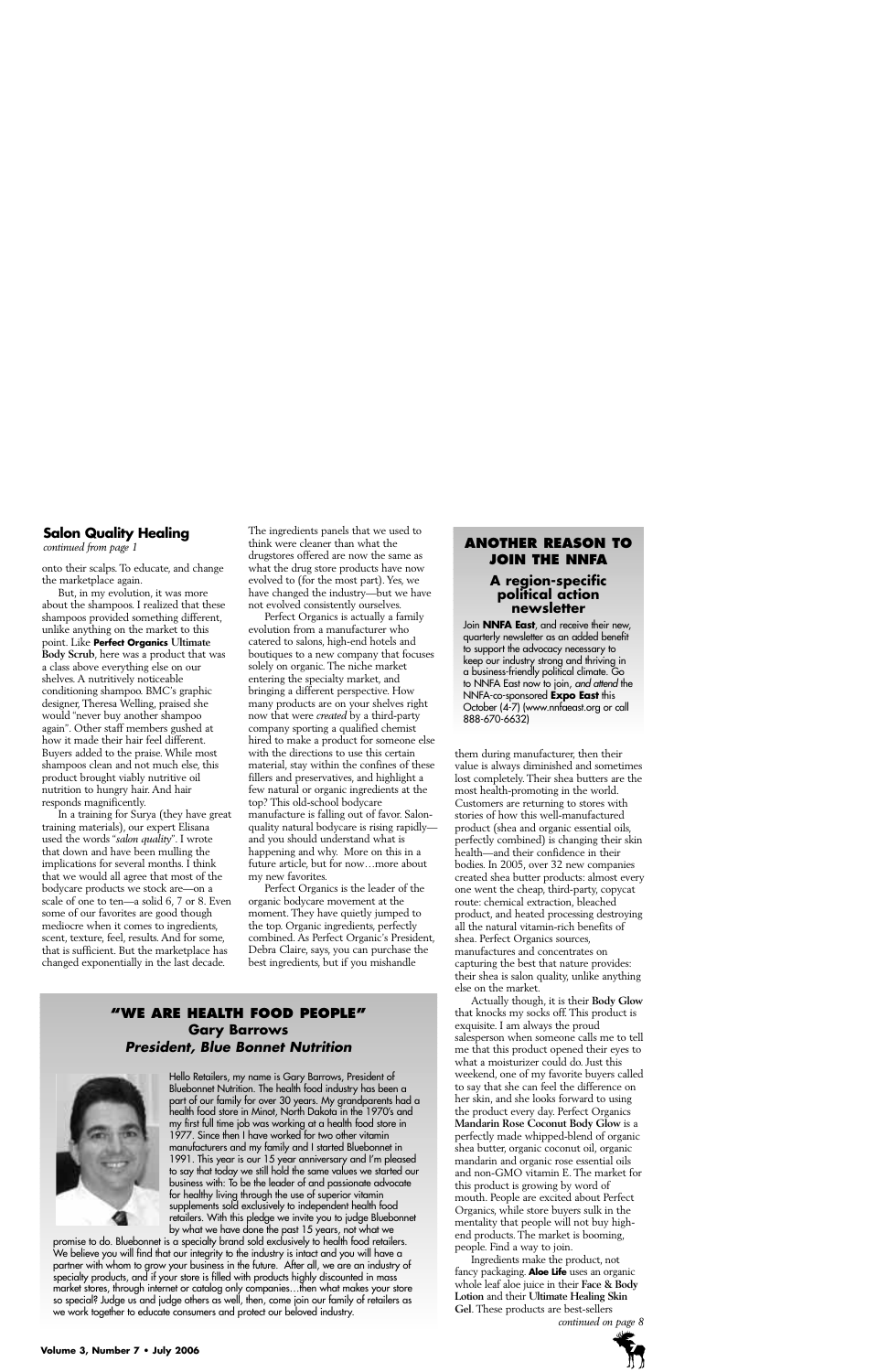## Salon Quality Healing

*continued from page 1*

onto their scalps. To educate, and change the marketplace again.

But, in my evolution, it was more about the shampoos. I realized that these shampoos provided something different, unlike anything on the market to this point. Like **Perfect Organics Ultimate Body Scrub**, here was a product that was a class above everything else on our shelves. A nutritively noticeable conditioning shampoo. BMC's graphic designer, Theresa Welling, praised she would "never buy another shampoo again". Other staff members gushed at how it made their hair feel different. Buyers added to the praise. While most shampoos clean and not much else, this product brought viably nutritive oil nutrition to hungry hair. And hair responds magnificently.

In a training for Surya (they have great training materials), our expert Elisana used the words "*salon quality*". I wrote that down and have been mulling the implications for several months. I think that we would all agree that most of the bodycare products we stock are—on a scale of one to ten—a solid 6, 7 or 8. Even some of our favorites are good though mediocre when it comes to ingredients, scent, texture, feel, results. And for some, that is sufficient. But the marketplace has changed exponentially in the last decade. The ingredients panels that we used to think were cleaner than what the drugstores offered are now the same as what the drug store products have now evolved to (for the most part). Yes, we have changed the industry—but we have not evolved consistently ourselves.

Perfect Organics is actually a family evolution from a manufacturer who catered to salons, high-end hotels and boutiques to a new company that focuses solely on organic. The niche market entering the specialty market, and bringing a different perspective. How many products are on your shelves right now that were *created* by a third-party company sporting a qualified chemist hired to make a product for someone else with the directions to use this certain material, stay within the confines of these fillers and preservatives, and highlight a few natural or organic ingredients at the top? This old-school bodycare manufacture is falling out of favor. Salon-quality natural bodycare is rising rapidly—and you should understand what is happening and why. More on this in a future article, but for now…more about my new favorites.

Perfect Organics is the leader of the organic bodycare movement at the moment. They have quietly jumped to the top. Organic ingredients, perfectly combined. As Perfect Organic's President, Debra Claire, says, you can purchase the best ingredients, but if you mishandle them during manufacturer, then their value is always diminished and sometimes lost completely. Their shea butters are the most health-promoting in the world. Customers are returning to stores with stories of how this well-manufactured product (shea and organic essential oils, perfectly combined) is changing their skin health—and their confidence in their bodies. In 2005, over 32 new companies created shea butter products: almost every one went the cheap, third-party, copycat route: chemical extraction, bleached product, and heated processing destroying all the natural vitamin-rich benefits of shea. Perfect Organics sources, manufactures and concentrates on capturing the best that nature provides: their shea is salon quality, unlike anything else on the market.

Actually though, it is their **Body Glow** that knocks my socks off. This product is exquisite. I am always the proud salesperson when someone calls me to tell me that this product opened their eyes to what a moisturizer could do. Just this weekend, one of my favorite buyers called to say that she can feel the difference on her skin, and she looks forward to using the product every day. Perfect Organics **Mandarin Rose Coconut Body Glow** is a perfectly made whipped-blend of organic shea butter, organic coconut oil, organic mandarin and organic rose essential oils and non-GMO vitamin E. The market for this product is growing by word of mouth. People are excited about Perfect Organics, while store buyers sulk in the mentality that people will not buy high-end products. The market is booming, people. Find a way to join.

Ingredients make the product, not fancy packaging. **Aloe Life** uses an organic whole leaf aloe juice in their **Face & Body Lotion** and their **Ultimate Healing Skin Gel**. These products are best-sellers

*continued on page 8*

---

## ANOTHER REASON TO JOIN THE NNFA

### A region-specific political action newsletter

Join **NNFA East**, and receive their new, quarterly newsletter as an added benefit to support the advocacy necessary to keep our industry strong and thriving in a business-friendly political climate. Go to NNFA East now to join, *and attend* the NNFA-co-sponsored **Expo East** this October (4-7) (www.nnfaeast.org or call 888-670-6632)

---

## "WE ARE HEALTH FOOD PEOPLE"

### Gary Barrows
### *President, Blue Bonnet Nutrition*

Hello Retailers, my name is Gary Barrows, President of Bluebonnet Nutrition. The health food industry has been a part of our family for over 30 years. My grandparents had a health food store in Minot, North Dakota in the 1970's and my first full time job was working at a health food store in 1977. Since then I have worked for two other vitamin manufacturers and my family and I started Bluebonnet in 1991. This year is our 15 year anniversary and I'm pleased to say that today we still hold the same values we started our business with: To be the leader of and passionate advocate for healthy living through the use of superior vitamin supplements sold exclusively to independent health food retailers. With this pledge we invite you to judge Bluebonnet by what we have done the past 15 years, not what we promise to do. Bluebonnet is a specialty brand sold exclusively to health food retailers. We believe you will find that our integrity to the industry is intact and you will have a partner with whom to grow your business in the future. After all, we are an industry of specialty products, and if your store is filled with products highly discounted in mass market stores, through internet or catalog only companies…then what makes your store so special? Judge us and judge others as well, then, come join our family of retailers as we work together to educate consumers and protect our beloved industry.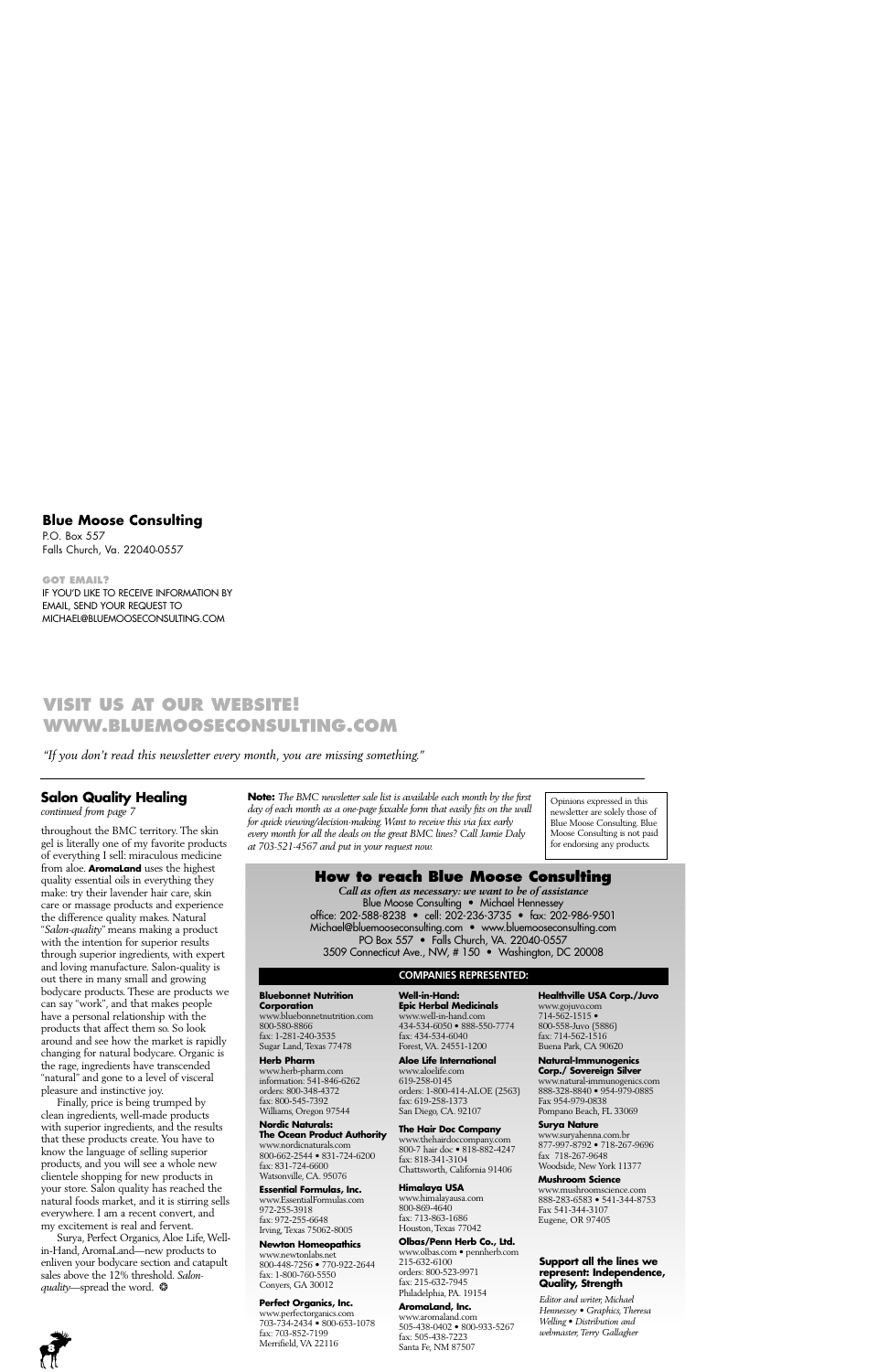## Blue Moose Consulting

P.O. Box 557
Falls Church, Va. 22040-0557

**GOT EMAIL?**

IF YOU'D LIKE TO RECEIVE INFORMATION BY EMAIL, SEND YOUR REQUEST TO MICHAEL@BLUEMOOSECONSULTING.COM

## VISIT US AT OUR WEBSITE! WWW.BLUEMOOSECONSULTING.COM

*"If you don't read this newsletter every month, you are missing something."*

---

### Salon Quality Healing

*continued from page 7*

throughout the BMC territory. The skin gel is literally one of my favorite products of everything I sell: miraculous medicine from aloe. **AromaLand** uses the highest quality essential oils in everything they make: try their lavender hair care, skin care or massage products and experience the difference quality makes. Natural "*Salon-quality*" means making a product with the intention for superior results through superior ingredients, with expert and loving manufacture. Salon-quality is out there in many small and growing bodycare products. These are products we can say "work", and that makes people have a personal relationship with the products that affect them so. So look around and see how the market is rapidly changing for natural bodycare. Organic is the rage, ingredients have transcended "natural" and gone to a level of visceral pleasure and instinctive joy.

Finally, price is being trumped by clean ingredients, well-made products with superior ingredients, and the results that these products create. You have to know the language of selling superior products, and you will see a whole new clientele shopping for new products in your store. Salon quality has reached the natural foods market, and it is stirring sells everywhere. I am a recent convert, and my excitement is real and fervent.

Surya, Perfect Organics, Aloe Life, Well-in-Hand, AromaLand—new products to enliven your bodycare section and catapult sales above the 12% threshold. *Salon-quality*—spread the word. ❂

**Note:** *The BMC newsletter sale list is available each month by the first day of each month as a one-page faxable form that easily fits on the wall for quick viewing/decision-making. Want to receive this via fax early every month for all the deals on the great BMC lines? Call Jamie Daly at 703-521-4567 and put in your request now.*

Opinions expressed in this newsletter are solely those of Blue Moose Consulting. Blue Moose Consulting is not paid for endorsing any products.

## How to reach Blue Moose Consulting

***Call as often as necessary: we want to be of assistance***

Blue Moose Consulting • Michael Hennessey
office: 202-588-8238 • cell: 202-236-3735 • fax: 202-986-9501
Michael@bluemooseconsulting.com • www.bluemooseconsulting.com
PO Box 557 • Falls Church, VA. 22040-0557
3509 Connecticut Ave., NW, # 150 • Washington, DC 20008

### COMPANIES REPRESENTED:

**Bluebonnet Nutrition Corporation**
www.bluebonnetnutrition.com
800-580-8866
fax: 1-281-240-3535
Sugar Land, Texas 77478

**Herb Pharm**
www.herb-pharm.com
information: 541-846-6262
orders: 800-348-4372
fax: 800-545-7392
Williams, Oregon 97544

**Nordic Naturals: The Ocean Product Authority**
www.nordicnaturals.com
800-662-2544 • 831-724-6200
fax: 831-724-6600
Watsonville, CA. 95076

**Essential Formulas, Inc.**
www.EssentialFormulas.com
972-255-3918
fax: 972-255-6648
Irving, Texas 75062-8005

**Newton Homeopathics**
www.newtonlabs.net
800-448-7256 • 770-922-2644
fax: 1-800-760-5550
Conyers, GA 30012

**Perfect Organics, Inc.**
www.perfectorganics.com
703-734-2434 • 800-653-1078
fax: 703-852-7199
Merrifield, VA 22116

**Well-in-Hand: Epic Herbal Medicinals**
www.well-in-hand.com
434-534-6050 • 888-550-7774
fax: 434-534-6040
Forest, VA. 24551-1200

**Aloe Life International**
www.aloelife.com
619-258-0145
orders: 1-800-414-ALOE (2563)
fax: 619-258-1373
San Diego, CA. 92107

**The Hair Doc Company**
www.thehairdoccompany.com
800-7 hair doc • 818-882-4247
fax: 818-341-3104
Chattsworth, California 91406

**Himalaya USA**
www.himalayausa.com
800-869-4640
fax: 713-863-1686
Houston, Texas 77042

**Olbas/Penn Herb Co., Ltd.**
www.olbas.com • pennherb.com
215-632-6100
orders: 800-523-9971
fax: 215-632-7945
Philadelphia, PA. 19154

**AromaLand, Inc.**
www.aromaland.com
505-438-0402 • 800-933-5267
fax: 505-438-7223
Santa Fe, NM 87507

**Healthville USA Corp./Juvo**
www.gojuvo.com
714-562-1515 •
800-558-Juvo (5886)
fax: 714-562-1516
Buena Park, CA 90620

**Natural-Immunogenics Corp./ Sovereign Silver**
www.natural-immunogenics.com
888-328-8840 • 954-979-0885
Fax 954-979-0838
Pompano Beach, FL 33069

**Surya Nature**
www.suryahenna.com.br
877-997-8792 • 718-267-9696
fax 718-267-9648
Woodside, New York 11377

**Mushroom Science**
www.mushroomscience.com
888-283-6583 • 541-344-8753
Fax 541-344-3107
Eugene, OR 97405

**Support all the lines we represent: Independence, Quality, Strength**

*Editor and writer, Michael Hennessey • Graphics, Theresa Welling • Distribution and webmaster, Terry Gallagher*